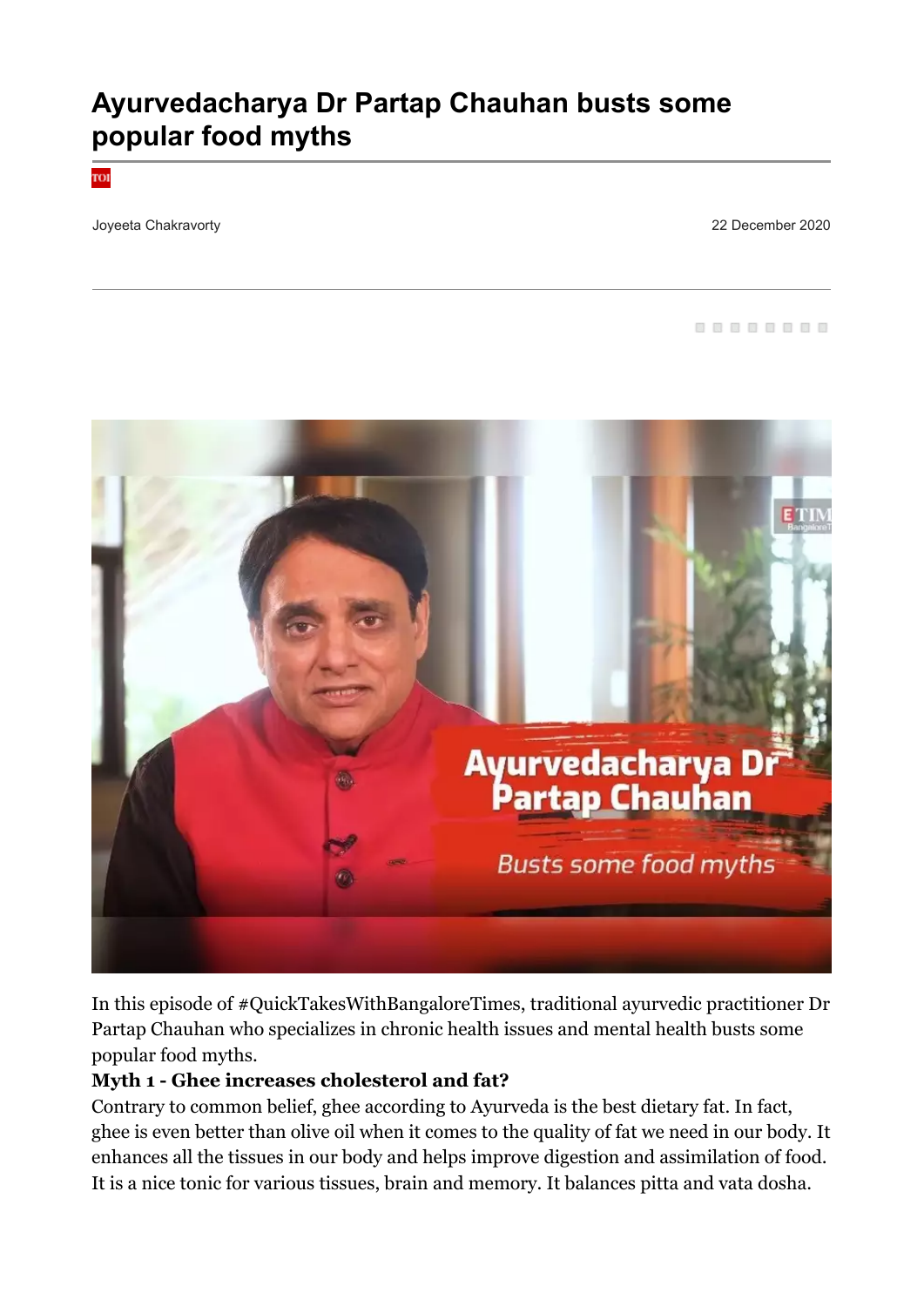# Ayurvedacharya Dr Partap Chauhan busts some popular food myths

Joyeeta Chakravorty

22 December 2020

In this episode of #QuickTakesWithBangaloreTimes, traditional ayurvedic practitioner Dr Partap Chauhan who specializes in chronic health issues and mental health busts some popular food myths.

**Myth 1 - Ghee increases cholesterol and fat?**

Contrary to common belief, ghee according to Ayurveda is the best dietary fat. In fact, ghee is even better than olive oil when it comes to the quality of fat we need in our body. It enhances all the tissues in our body and helps improve digestion and assimilation of food. It is a nice tonic for various tissues, brain and memory. It balances pitta and vata dosha.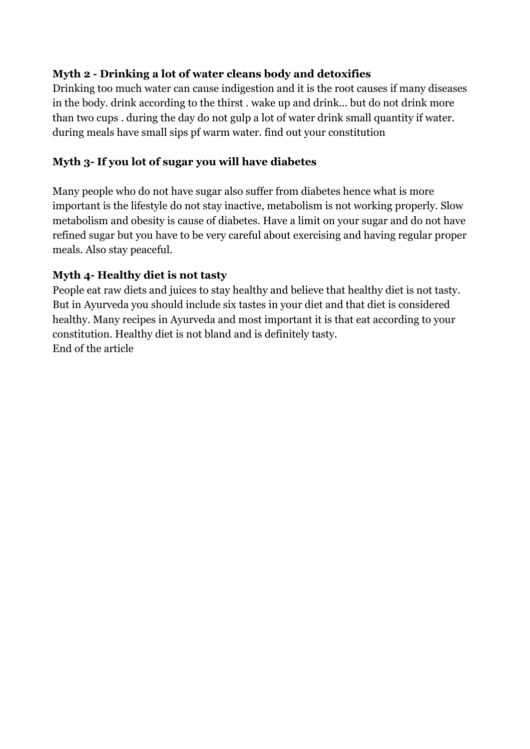**Myth 2 - Drinking a lot of water cleans body and detoxifies**

Drinking too much water can cause indigestion and it is the root causes if many diseases in the body. drink according to the thirst . wake up and drink... but do not drink more than two cups . during the day do not gulp a lot of water drink small quantity if water. during meals have small sips pf warm water. find out your constitution

**Myth 3- If you lot of sugar you will have diabetes**

Many people who do not have sugar also suffer from diabetes hence what is more important is the lifestyle do not stay inactive, metabolism is not working properly. Slow metabolism and obesity is cause of diabetes. Have a limit on your sugar and do not have refined sugar but you have to be very careful about exercising and having regular proper meals. Also stay peaceful.

**Myth 4- Healthy diet is not tasty**

People eat raw diets and juices to stay healthy and believe that healthy diet is not tasty. But in Ayurveda you should include six tastes in your diet and that diet is considered healthy. Many recipes in Ayurveda and most important it is that eat according to your constitution. Healthy diet is not bland and is definitely tasty.
End of the article